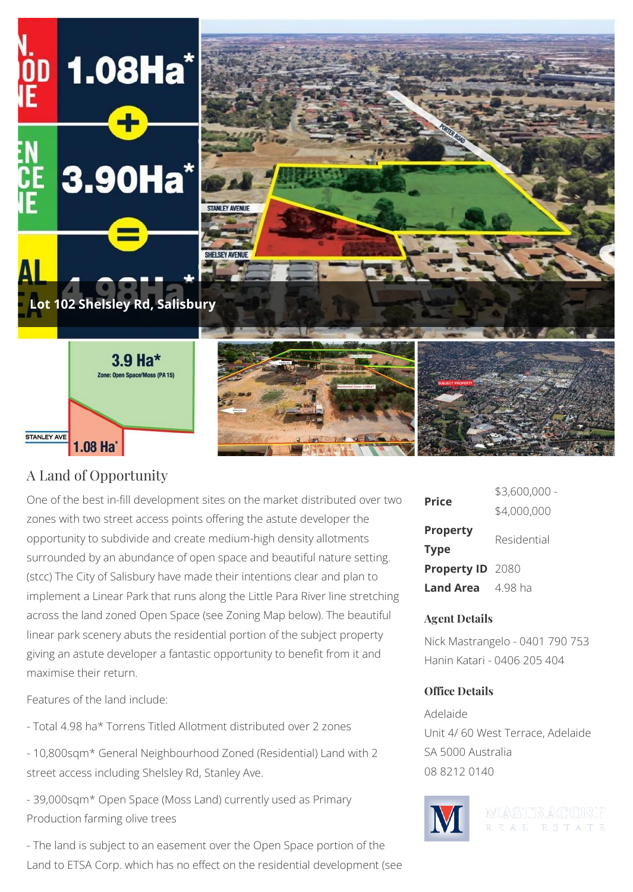Lot 102 Shelsley Rd, Salisbury

## A Land of Opportunity

One of the best in-fill development sites on the market distributed over two zones with two street access points offering the astute developer the opportunity to subdivide and create medium-high density allotments surrounded by an abundance of open space and beautiful nature setting. (stcc) The City of Salisbury have made their intentions clear and plan to implement a Linear Park that runs along the Little Para River line stretching across the land zoned Open Space (see Zoning Map below). The beautiful linear park scenery abuts the residential portion of the subject property giving an astute developer a fantastic opportunity to benefit from it and maximise their return.

Features of the land include:

- Total 4.98 ha* Torrens Titled Allotment distributed over 2 zones

- 10,800sqm* General Neighbourhood Zoned (Residential) Land with 2 street access including Shelsley Rd, Stanley Ave.

- 39,000sqm* Open Space (Moss Land) currently used as Primary Production farming olive trees

- The land is subject to an easement over the Open Space portion of the Land to ETSA Corp. which has no effect on the residential development (see

| | |
|---|---|
| **Price** | $3,600,000 - $4,000,000 |
| **Property Type** | Residential |
| **Property ID** | 2080 |
| **Land Area** | 4.98 ha |

### Agent Details

Nick Mastrangelo - 0401 790 753
Hanin Katari - 0406 205 404

### Office Details

Adelaide
Unit 4/ 60 West Terrace, Adelaide SA 5000 Australia
08 8212 0140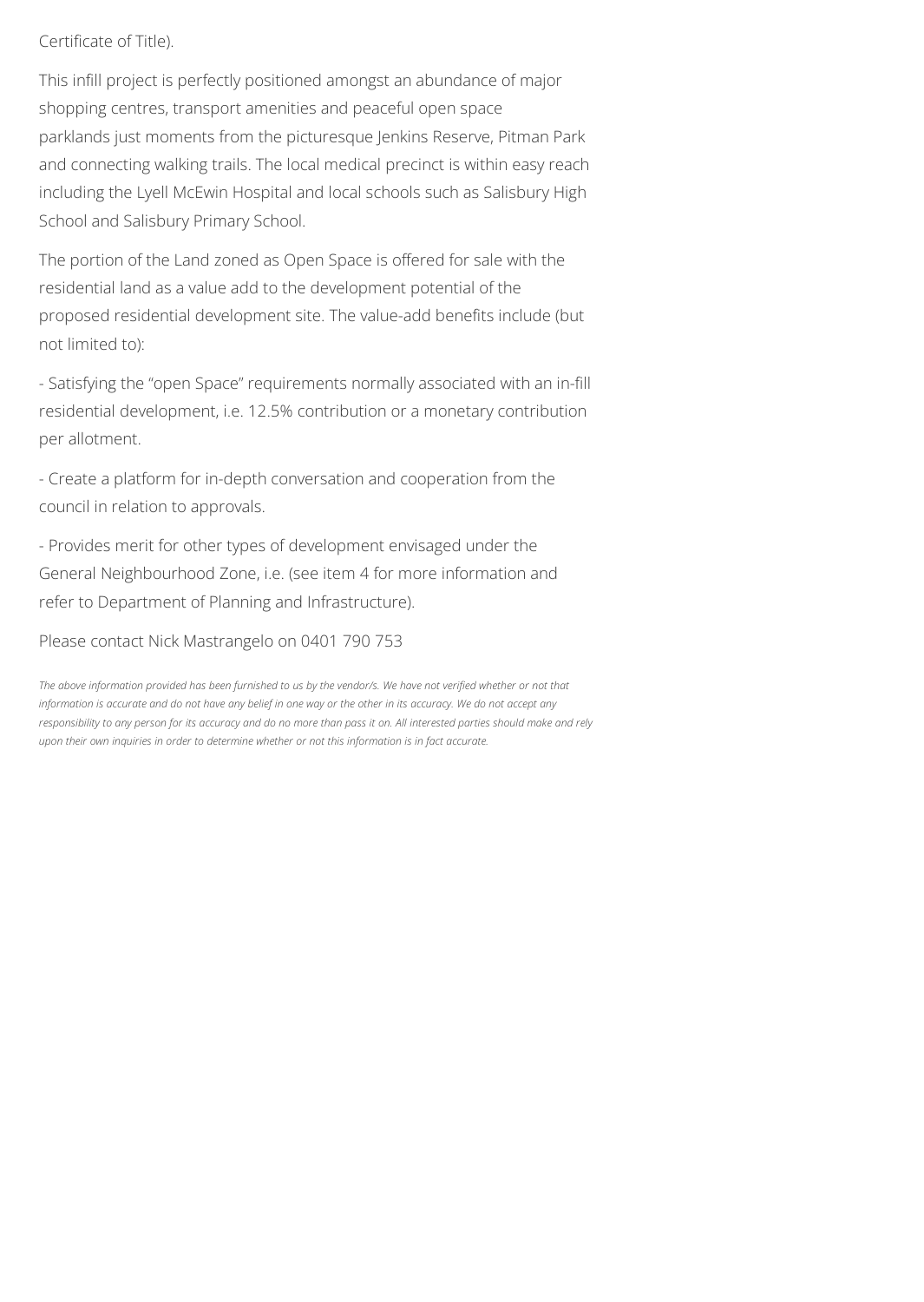Certificate of Title).

This infill project is perfectly positioned amongst an abundance of major shopping centres, transport amenities and peaceful open space parklands just moments from the picturesque Jenkins Reserve, Pitman Park and connecting walking trails. The local medical precinct is within easy reach including the Lyell McEwin Hospital and local schools such as Salisbury High School and Salisbury Primary School.

The portion of the Land zoned as Open Space is offered for sale with the residential land as a value add to the development potential of the proposed residential development site. The value-add benefits include (but not limited to):

- Satisfying the "open Space" requirements normally associated with an in-fill residential development, i.e. 12.5% contribution or a monetary contribution per allotment.

- Create a platform for in-depth conversation and cooperation from the council in relation to approvals.

- Provides merit for other types of development envisaged under the General Neighbourhood Zone, i.e. (see item 4 for more information and refer to Department of Planning and Infrastructure).

Please contact Nick Mastrangelo on 0401 790 753

*The above information provided has been furnished to us by the vendor/s. We have not verified whether or not that information is accurate and do not have any belief in one way or the other in its accuracy. We do not accept any responsibility to any person for its accuracy and do no more than pass it on. All interested parties should make and rely upon their own inquiries in order to determine whether or not this information is in fact accurate.*